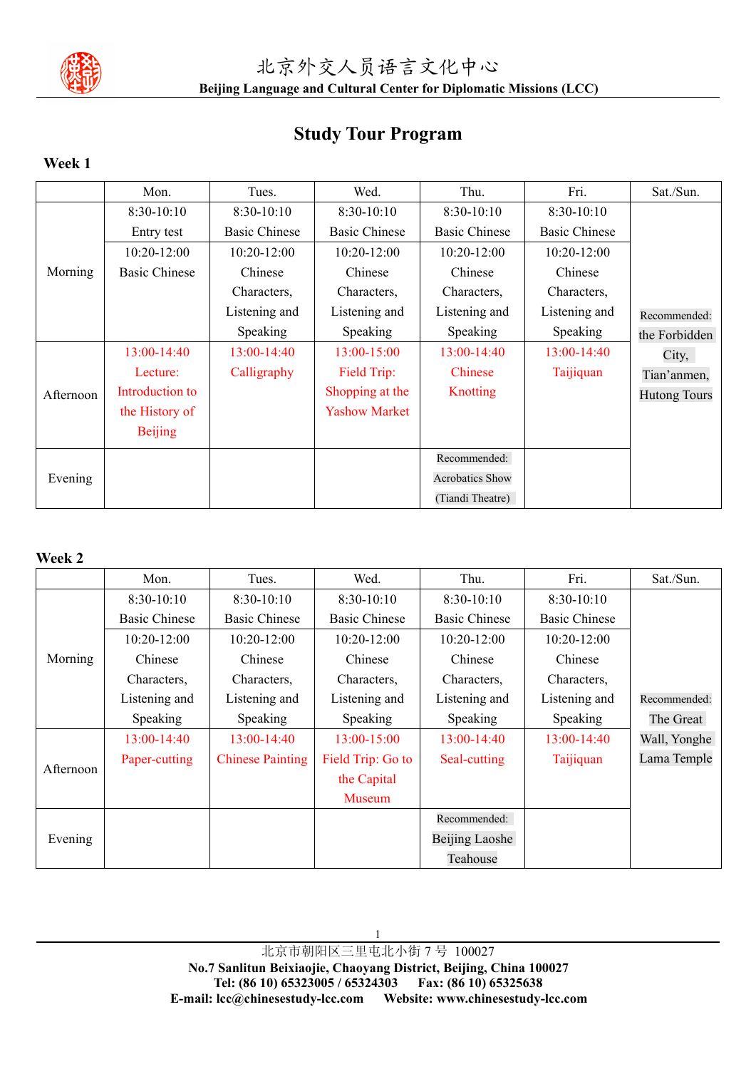北京外交人员语言文化中心

**Beijing Language and Cultural Center for Diplomatic Missions (LCC)**

# Study Tour Program

### Week 1

| | Mon. | Tues. | Wed. | Thu. | Fri. | Sat./Sun. |
|---|---|---|---|---|---|---|
| Morning | 8:30-10:10 Entry test<br>10:20-12:00 Basic Chinese | 8:30-10:10 Basic Chinese<br>10:20-12:00 Chinese Characters, Listening and Speaking | 8:30-10:10 Basic Chinese<br>10:20-12:00 Chinese Characters, Listening and Speaking | 8:30-10:10 Basic Chinese<br>10:20-12:00 Chinese Characters, Listening and Speaking | 8:30-10:10 Basic Chinese<br>10:20-12:00 Chinese Characters, Listening and Speaking | Recommended: the Forbidden City, Tian'anmen, Hutong Tours |
| Afternoon | 13:00-14:40 Lecture: Introduction to the History of Beijing | 13:00-14:40 Calligraphy | 13:00-15:00 Field Trip: Shopping at the Yashow Market | 13:00-14:40 Chinese Knotting | 13:00-14:40 Taijiquan | |
| Evening | | | | Recommended: Acrobatics Show (Tiandi Theatre) | | |

### Week 2

| | Mon. | Tues. | Wed. | Thu. | Fri. | Sat./Sun. |
|---|---|---|---|---|---|---|
| Morning | 8:30-10:10 Basic Chinese<br>10:20-12:00 Chinese Characters, Listening and Speaking | 8:30-10:10 Basic Chinese<br>10:20-12:00 Chinese Characters, Listening and Speaking | 8:30-10:10 Basic Chinese<br>10:20-12:00 Chinese Characters, Listening and Speaking | 8:30-10:10 Basic Chinese<br>10:20-12:00 Chinese Characters, Listening and Speaking | 8:30-10:10 Basic Chinese<br>10:20-12:00 Chinese Characters, Listening and Speaking | Recommended: The Great Wall, Yonghe Lama Temple |
| Afternoon | 13:00-14:40 Paper-cutting | 13:00-14:40 Chinese Painting | 13:00-15:00 Field Trip: Go to the Capital Museum | 13:00-14:40 Seal-cutting | 13:00-14:40 Taijiquan | |
| Evening | | | | Recommended: Beijing Laoshe Teahouse | | |

北京市朝阳区三里屯北小街 7 号 100027

**No.7 Sanlitun Beixiaojie, Chaoyang District, Beijing, China 100027**

**Tel: (86 10) 65323005 / 65324303 Fax: (86 10) 65325638**

**E-mail: lcc@chinesestudy-lcc.com Website: www.chinesestudy-lcc.com**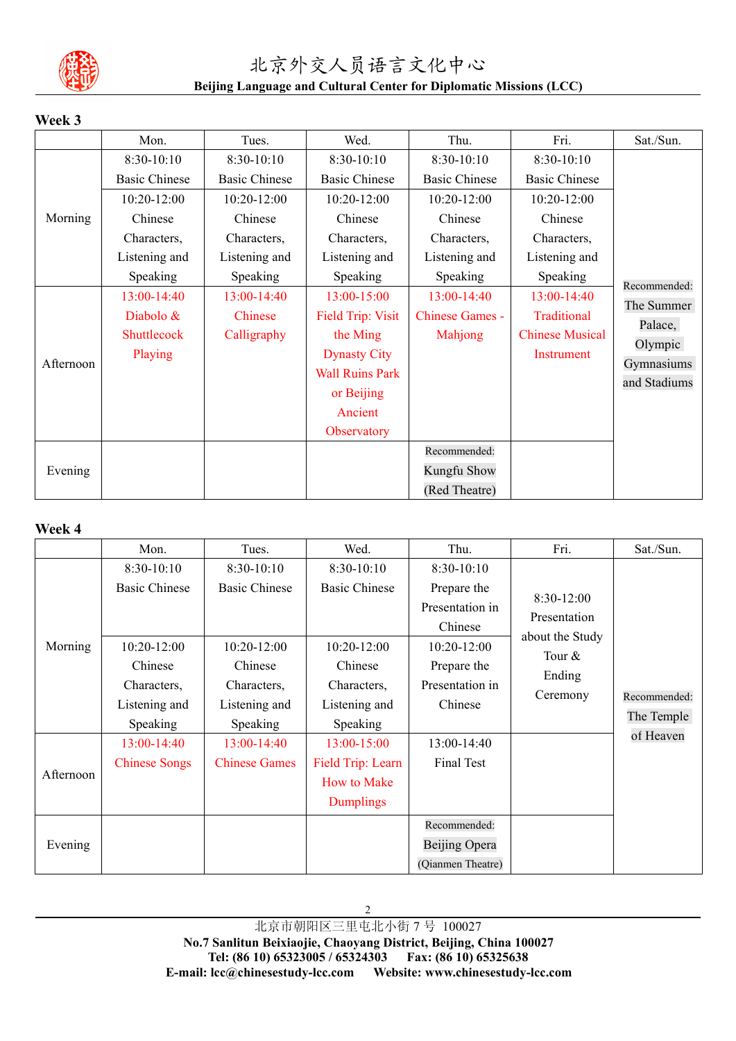**Week 3**

| | Mon. | Tues. | Wed. | Thu. | Fri. | Sat./Sun. |
|---|---|---|---|---|---|---|
| Morning | 8:30-10:10 Basic Chinese | 8:30-10:10 Basic Chinese | 8:30-10:10 Basic Chinese | 8:30-10:10 Basic Chinese | 8:30-10:10 Basic Chinese | Recommended: The Summer Palace, Olympic Gymnasiums and Stadiums |
| | 10:20-12:00 Chinese Characters, Listening and Speaking | 10:20-12:00 Chinese Characters, Listening and Speaking | 10:20-12:00 Chinese Characters, Listening and Speaking | 10:20-12:00 Chinese Characters, Listening and Speaking | 10:20-12:00 Chinese Characters, Listening and Speaking | |
| Afternoon | 13:00-14:40 Diabolo & Shuttlecock Playing | 13:00-14:40 Chinese Calligraphy | 13:00-15:00 Field Trip: Visit the Ming Dynasty City Wall Ruins Park or Beijing Ancient Observatory | 13:00-14:40 Chinese Games - Mahjong | 13:00-14:40 Traditional Chinese Musical Instrument | |
| Evening | | | | Recommended: Kungfu Show (Red Theatre) | | |

**Week 4**

| | Mon. | Tues. | Wed. | Thu. | Fri. | Sat./Sun. |
|---|---|---|---|---|---|---|
| Morning | 8:30-10:10 Basic Chinese | 8:30-10:10 Basic Chinese | 8:30-10:10 Basic Chinese | 8:30-10:10 Prepare the Presentation in Chinese | 8:30-12:00 Presentation about the Study Tour & Ending Ceremony | Recommended: The Temple of Heaven |
| | 10:20-12:00 Chinese Characters, Listening and Speaking | 10:20-12:00 Chinese Characters, Listening and Speaking | 10:20-12:00 Chinese Characters, Listening and Speaking | 10:20-12:00 Prepare the Presentation in Chinese | | |
| Afternoon | 13:00-14:40 Chinese Songs | 13:00-14:40 Chinese Games | 13:00-15:00 Field Trip: Learn How to Make Dumplings | 13:00-14:40 Final Test | | |
| Evening | | | | Recommended: Beijing Opera (Qianmen Theatre) | | |